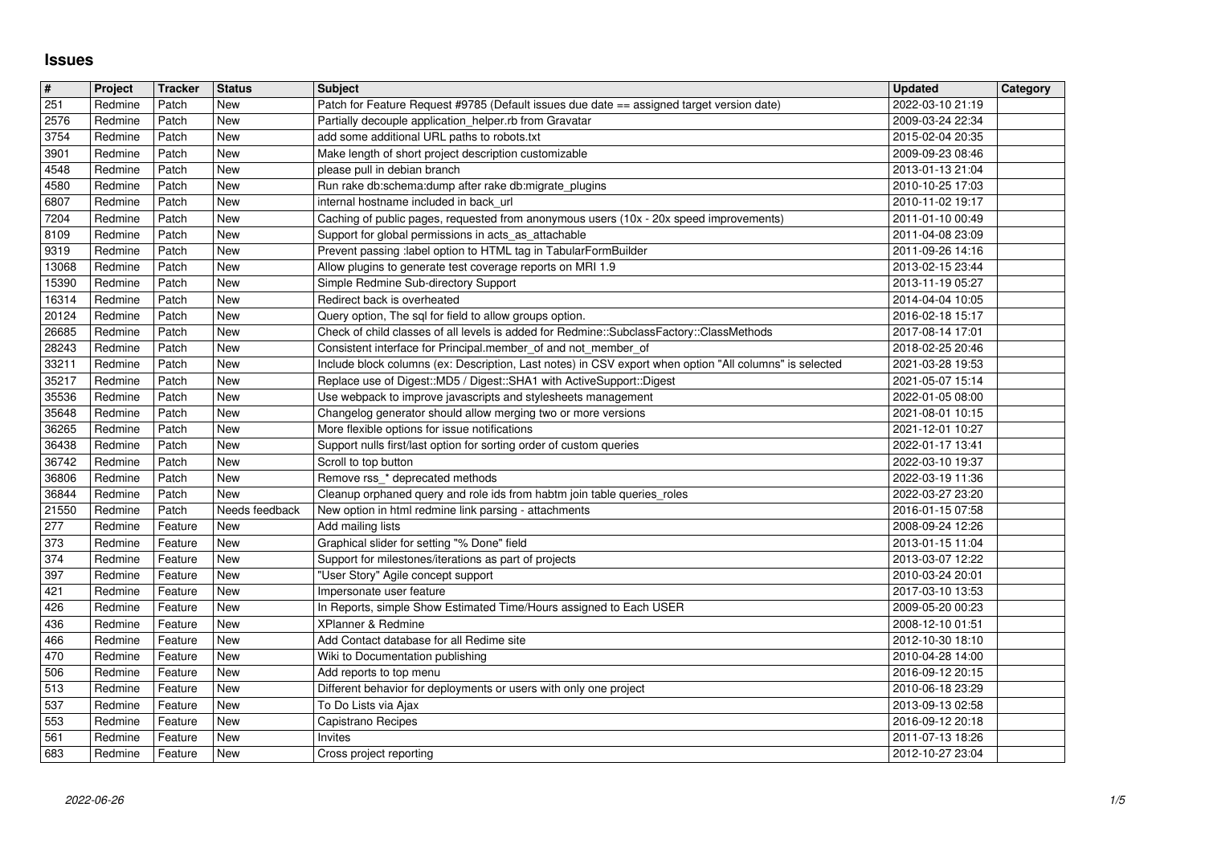# Issues

| # | Project | Tracker | Status | Subject | Updated | Category |
|---|---|---|---|---|---|---|
| 251 | Redmine | Patch | New | Patch for Feature Request #9785 (Default issues due date == assigned target version date) | 2022-03-10 21:19 | |
| 2576 | Redmine | Patch | New | Partially decouple application_helper.rb from Gravatar | 2009-03-24 22:34 | |
| 3754 | Redmine | Patch | New | add some additional URL paths to robots.txt | 2015-02-04 20:35 | |
| 3901 | Redmine | Patch | New | Make length of short project description customizable | 2009-09-23 08:46 | |
| 4548 | Redmine | Patch | New | please pull in debian branch | 2013-01-13 21:04 | |
| 4580 | Redmine | Patch | New | Run rake db:schema:dump after rake db:migrate_plugins | 2010-10-25 17:03 | |
| 6807 | Redmine | Patch | New | internal hostname included in back_url | 2010-11-02 19:17 | |
| 7204 | Redmine | Patch | New | Caching of public pages, requested from anonymous users (10x - 20x speed improvements) | 2011-01-10 00:49 | |
| 8109 | Redmine | Patch | New | Support for global permissions in acts_as_attachable | 2011-04-08 23:09 | |
| 9319 | Redmine | Patch | New | Prevent passing :label option to HTML tag in TabularFormBuilder | 2011-09-26 14:16 | |
| 13068 | Redmine | Patch | New | Allow plugins to generate test coverage reports on MRI 1.9 | 2013-02-15 23:44 | |
| 15390 | Redmine | Patch | New | Simple Redmine Sub-directory Support | 2013-11-19 05:27 | |
| 16314 | Redmine | Patch | New | Redirect back is overheated | 2014-04-04 10:05 | |
| 20124 | Redmine | Patch | New | Query option, The sql for field to allow groups option. | 2016-02-18 15:17 | |
| 26685 | Redmine | Patch | New | Check of child classes of all levels is added for Redmine::SubclassFactory::ClassMethods | 2017-08-14 17:01 | |
| 28243 | Redmine | Patch | New | Consistent interface for Principal.member_of and not_member_of | 2018-02-25 20:46 | |
| 33211 | Redmine | Patch | New | Include block columns (ex: Description, Last notes) in CSV export when option "All columns" is selected | 2021-03-28 19:53 | |
| 35217 | Redmine | Patch | New | Replace use of Digest::MD5 / Digest::SHA1 with ActiveSupport::Digest | 2021-05-07 15:14 | |
| 35536 | Redmine | Patch | New | Use webpack to improve javascripts and stylesheets management | 2022-01-05 08:00 | |
| 35648 | Redmine | Patch | New | Changelog generator should allow merging two or more versions | 2021-08-01 10:15 | |
| 36265 | Redmine | Patch | New | More flexible options for issue notifications | 2021-12-01 10:27 | |
| 36438 | Redmine | Patch | New | Support nulls first/last option for sorting order of custom queries | 2022-01-17 13:41 | |
| 36742 | Redmine | Patch | New | Scroll to top button | 2022-03-10 19:37 | |
| 36806 | Redmine | Patch | New | Remove rss_* deprecated methods | 2022-03-19 11:36 | |
| 36844 | Redmine | Patch | New | Cleanup orphaned query and role ids from habtm join table queries_roles | 2022-03-27 23:20 | |
| 21550 | Redmine | Patch | Needs feedback | New option in html redmine link parsing - attachments | 2016-01-15 07:58 | |
| 277 | Redmine | Feature | New | Add mailing lists | 2008-09-24 12:26 | |
| 373 | Redmine | Feature | New | Graphical slider for setting "% Done" field | 2013-01-15 11:04 | |
| 374 | Redmine | Feature | New | Support for milestones/iterations as part of projects | 2013-03-07 12:22 | |
| 397 | Redmine | Feature | New | "User Story" Agile concept support | 2010-03-24 20:01 | |
| 421 | Redmine | Feature | New | Impersonate user feature | 2017-03-10 13:53 | |
| 426 | Redmine | Feature | New | In Reports, simple Show Estimated Time/Hours assigned to Each USER | 2009-05-20 00:23 | |
| 436 | Redmine | Feature | New | XPlanner & Redmine | 2008-12-10 01:51 | |
| 466 | Redmine | Feature | New | Add Contact database for all Redime site | 2012-10-30 18:10 | |
| 470 | Redmine | Feature | New | Wiki to Documentation publishing | 2010-04-28 14:00 | |
| 506 | Redmine | Feature | New | Add reports to top menu | 2016-09-12 20:15 | |
| 513 | Redmine | Feature | New | Different behavior for deployments or users with only one project | 2010-06-18 23:29 | |
| 537 | Redmine | Feature | New | To Do Lists via Ajax | 2013-09-13 02:58 | |
| 553 | Redmine | Feature | New | Capistrano Recipes | 2016-09-12 20:18 | |
| 561 | Redmine | Feature | New | Invites | 2011-07-13 18:26 | |
| 683 | Redmine | Feature | New | Cross project reporting | 2012-10-27 23:04 | |

2022-06-26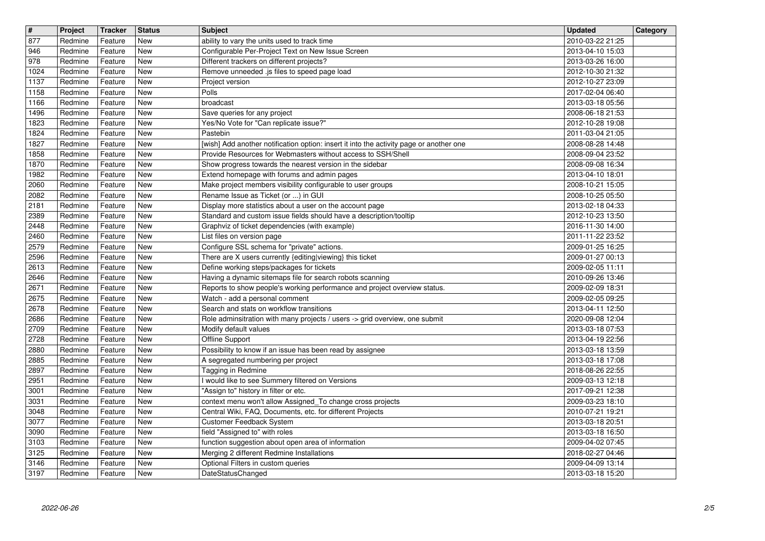| # | Project | Tracker | Status | Subject | Updated | Category |
| --- | --- | --- | --- | --- | --- | --- |
| 877 | Redmine | Feature | New | ability to vary the units used to track time | 2010-03-22 21:25 | |
| 946 | Redmine | Feature | New | Configurable Per-Project Text on New Issue Screen | 2013-04-10 15:03 | |
| 978 | Redmine | Feature | New | Different trackers on different projects? | 2013-03-26 16:00 | |
| 1024 | Redmine | Feature | New | Remove unneeded .js files to speed page load | 2012-10-30 21:32 | |
| 1137 | Redmine | Feature | New | Project version | 2012-10-27 23:09 | |
| 1158 | Redmine | Feature | New | Polls | 2017-02-04 06:40 | |
| 1166 | Redmine | Feature | New | broadcast | 2013-03-18 05:56 | |
| 1496 | Redmine | Feature | New | Save queries for any project | 2008-06-18 21:53 | |
| 1823 | Redmine | Feature | New | Yes/No Vote for "Can replicate issue?" | 2012-10-28 19:08 | |
| 1824 | Redmine | Feature | New | Pastebin | 2011-03-04 21:05 | |
| 1827 | Redmine | Feature | New | [wish] Add another notification option: insert it into the activity page or another one | 2008-08-28 14:48 | |
| 1858 | Redmine | Feature | New | Provide Resources for Webmasters without access to SSH/Shell | 2008-09-04 23:52 | |
| 1870 | Redmine | Feature | New | Show progress towards the nearest version in the sidebar | 2008-09-08 16:34 | |
| 1982 | Redmine | Feature | New | Extend homepage with forums and admin pages | 2013-04-10 18:01 | |
| 2060 | Redmine | Feature | New | Make project members visibility configurable to user groups | 2008-10-21 15:05 | |
| 2082 | Redmine | Feature | New | Rename Issue as Ticket (or ...) in GUI | 2008-10-25 05:50 | |
| 2181 | Redmine | Feature | New | Display more statistics about a user on the account page | 2013-02-18 04:33 | |
| 2389 | Redmine | Feature | New | Standard and custom issue fields should have a description/tooltip | 2012-10-23 13:50 | |
| 2448 | Redmine | Feature | New | Graphviz of ticket dependencies (with example) | 2016-11-30 14:00 | |
| 2460 | Redmine | Feature | New | List files on version page | 2011-11-22 23:52 | |
| 2579 | Redmine | Feature | New | Configure SSL schema for "private" actions. | 2009-01-25 16:25 | |
| 2596 | Redmine | Feature | New | There are X users currently {editing\|viewing} this ticket | 2009-01-27 00:13 | |
| 2613 | Redmine | Feature | New | Define working steps/packages for tickets | 2009-02-05 11:11 | |
| 2646 | Redmine | Feature | New | Having a dynamic sitemaps file for search robots scanning | 2010-09-26 13:46 | |
| 2671 | Redmine | Feature | New | Reports to show people's working performance and project overview status. | 2009-02-09 18:31 | |
| 2675 | Redmine | Feature | New | Watch - add a personal comment | 2009-02-05 09:25 | |
| 2678 | Redmine | Feature | New | Search and stats on workflow transitions | 2013-04-11 12:50 | |
| 2686 | Redmine | Feature | New | Role adminsitration with many projects / users -> grid overview, one submit | 2020-09-08 12:04 | |
| 2709 | Redmine | Feature | New | Modify default values | 2013-03-18 07:53 | |
| 2728 | Redmine | Feature | New | Offline Support | 2013-04-19 22:56 | |
| 2880 | Redmine | Feature | New | Possibility to know if an issue has been read by assignee | 2013-03-18 13:59 | |
| 2885 | Redmine | Feature | New | A segregated numbering per project | 2013-03-18 17:08 | |
| 2897 | Redmine | Feature | New | Tagging in Redmine | 2018-08-26 22:55 | |
| 2951 | Redmine | Feature | New | I would like to see Summery filtered on Versions | 2009-03-13 12:18 | |
| 3001 | Redmine | Feature | New | "Assign to" history in filter or etc. | 2017-09-21 12:38 | |
| 3031 | Redmine | Feature | New | context menu won't allow Assigned_To change cross projects | 2009-03-23 18:10 | |
| 3048 | Redmine | Feature | New | Central Wiki, FAQ, Documents, etc. for different Projects | 2010-07-21 19:21 | |
| 3077 | Redmine | Feature | New | Customer Feedback System | 2013-03-18 20:51 | |
| 3090 | Redmine | Feature | New | field "Assigned to" with roles | 2013-03-18 16:50 | |
| 3103 | Redmine | Feature | New | function suggestion about open area of information | 2009-04-02 07:45 | |
| 3125 | Redmine | Feature | New | Merging 2 different Redmine Installations | 2018-02-27 04:46 | |
| 3146 | Redmine | Feature | New | Optional Filters in custom queries | 2009-04-09 13:14 | |
| 3197 | Redmine | Feature | New | DateStatusChanged | 2013-03-18 15:20 | |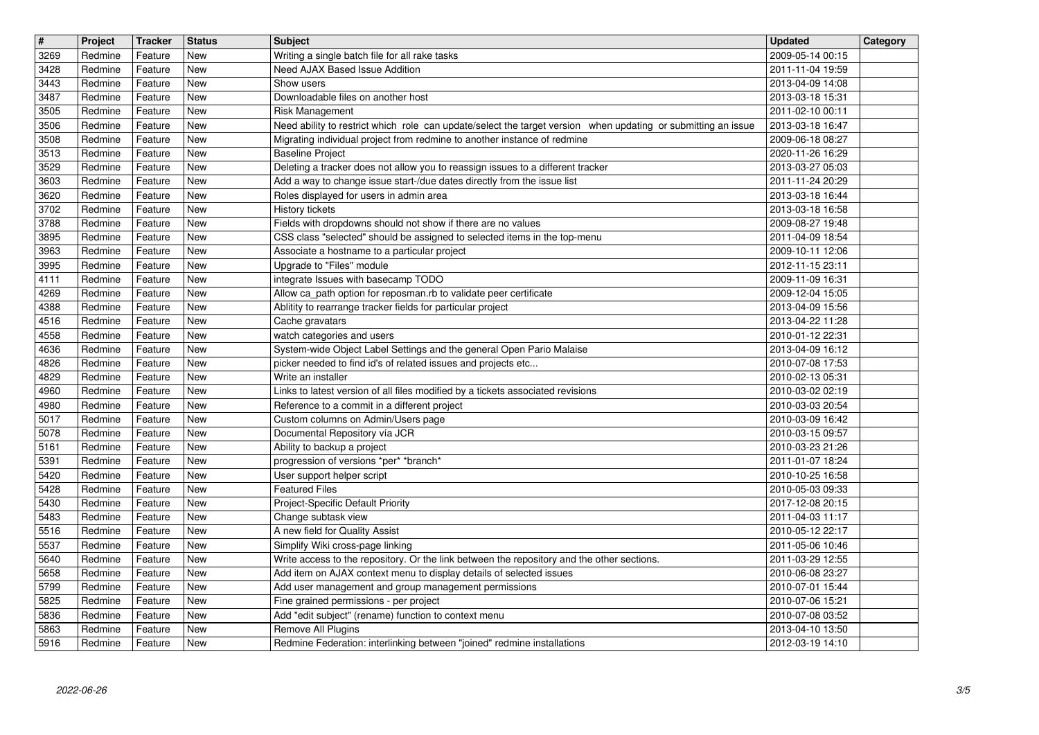| # | Project | Tracker | Status | Subject | Updated | Category |
|---|---|---|---|---|---|---|
| 3269 | Redmine | Feature | New | Writing a single batch file for all rake tasks | 2009-05-14 00:15 | |
| 3428 | Redmine | Feature | New | Need AJAX Based Issue Addition | 2011-11-04 19:59 | |
| 3443 | Redmine | Feature | New | Show users | 2013-04-09 14:08 | |
| 3487 | Redmine | Feature | New | Downloadable files on another host | 2013-03-18 15:31 | |
| 3505 | Redmine | Feature | New | Risk Management | 2011-02-10 00:11 | |
| 3506 | Redmine | Feature | New | Need ability to restrict which role can update/select the target version when updating or submitting an issue | 2013-03-18 16:47 | |
| 3508 | Redmine | Feature | New | Migrating individual project from redmine to another instance of redmine | 2009-06-18 08:27 | |
| 3513 | Redmine | Feature | New | Baseline Project | 2020-11-26 16:29 | |
| 3529 | Redmine | Feature | New | Deleting a tracker does not allow you to reassign issues to a different tracker | 2013-03-27 05:03 | |
| 3603 | Redmine | Feature | New | Add a way to change issue start-/due dates directly from the issue list | 2011-11-24 20:29 | |
| 3620 | Redmine | Feature | New | Roles displayed for users in admin area | 2013-03-18 16:44 | |
| 3702 | Redmine | Feature | New | History tickets | 2013-03-18 16:58 | |
| 3788 | Redmine | Feature | New | Fields with dropdowns should not show if there are no values | 2009-08-27 19:48 | |
| 3895 | Redmine | Feature | New | CSS class "selected" should be assigned to selected items in the top-menu | 2011-04-09 18:54 | |
| 3963 | Redmine | Feature | New | Associate a hostname to a particular project | 2009-10-11 12:06 | |
| 3995 | Redmine | Feature | New | Upgrade to "Files" module | 2012-11-15 23:11 | |
| 4111 | Redmine | Feature | New | integrate Issues with basecamp TODO | 2009-11-09 16:31 | |
| 4269 | Redmine | Feature | New | Allow ca_path option for reposman.rb to validate peer certificate | 2009-12-04 15:05 | |
| 4388 | Redmine | Feature | New | Ablitity to rearrange tracker fields for particular project | 2013-04-09 15:56 | |
| 4516 | Redmine | Feature | New | Cache gravatars | 2013-04-22 11:28 | |
| 4558 | Redmine | Feature | New | watch categories and users | 2010-01-12 22:31 | |
| 4636 | Redmine | Feature | New | System-wide Object Label Settings and the general Open Pario Malaise | 2013-04-09 16:12 | |
| 4826 | Redmine | Feature | New | picker needed to find id's of related issues and projects etc... | 2010-07-08 17:53 | |
| 4829 | Redmine | Feature | New | Write an installer | 2010-02-13 05:31 | |
| 4960 | Redmine | Feature | New | Links to latest version of all files modified by a tickets associated revisions | 2010-03-02 02:19 | |
| 4980 | Redmine | Feature | New | Reference to a commit in a different project | 2010-03-03 20:54 | |
| 5017 | Redmine | Feature | New | Custom columns on Admin/Users page | 2010-03-09 16:42 | |
| 5078 | Redmine | Feature | New | Documental Repository vía JCR | 2010-03-15 09:57 | |
| 5161 | Redmine | Feature | New | Ability to backup a project | 2010-03-23 21:26 | |
| 5391 | Redmine | Feature | New | progression of versions *per* *branch* | 2011-01-07 18:24 | |
| 5420 | Redmine | Feature | New | User support helper script | 2010-10-25 16:58 | |
| 5428 | Redmine | Feature | New | Featured Files | 2010-05-03 09:33 | |
| 5430 | Redmine | Feature | New | Project-Specific Default Priority | 2017-12-08 20:15 | |
| 5483 | Redmine | Feature | New | Change subtask view | 2011-04-03 11:17 | |
| 5516 | Redmine | Feature | New | A new field for Quality Assist | 2010-05-12 22:17 | |
| 5537 | Redmine | Feature | New | Simplify Wiki cross-page linking | 2011-05-06 10:46 | |
| 5640 | Redmine | Feature | New | Write access to the repository. Or the link between the repository and the other sections. | 2011-03-29 12:55 | |
| 5658 | Redmine | Feature | New | Add item on AJAX context menu to display details of selected issues | 2010-06-08 23:27 | |
| 5799 | Redmine | Feature | New | Add user management and group management permissions | 2010-07-01 15:44 | |
| 5825 | Redmine | Feature | New | Fine grained permissions - per project | 2010-07-06 15:21 | |
| 5836 | Redmine | Feature | New | Add "edit subject" (rename) function to context menu | 2010-07-08 03:52 | |
| 5863 | Redmine | Feature | New | Remove All Plugins | 2013-04-10 13:50 | |
| 5916 | Redmine | Feature | New | Redmine Federation: interlinking between "joined" redmine installations | 2012-03-19 14:10 | |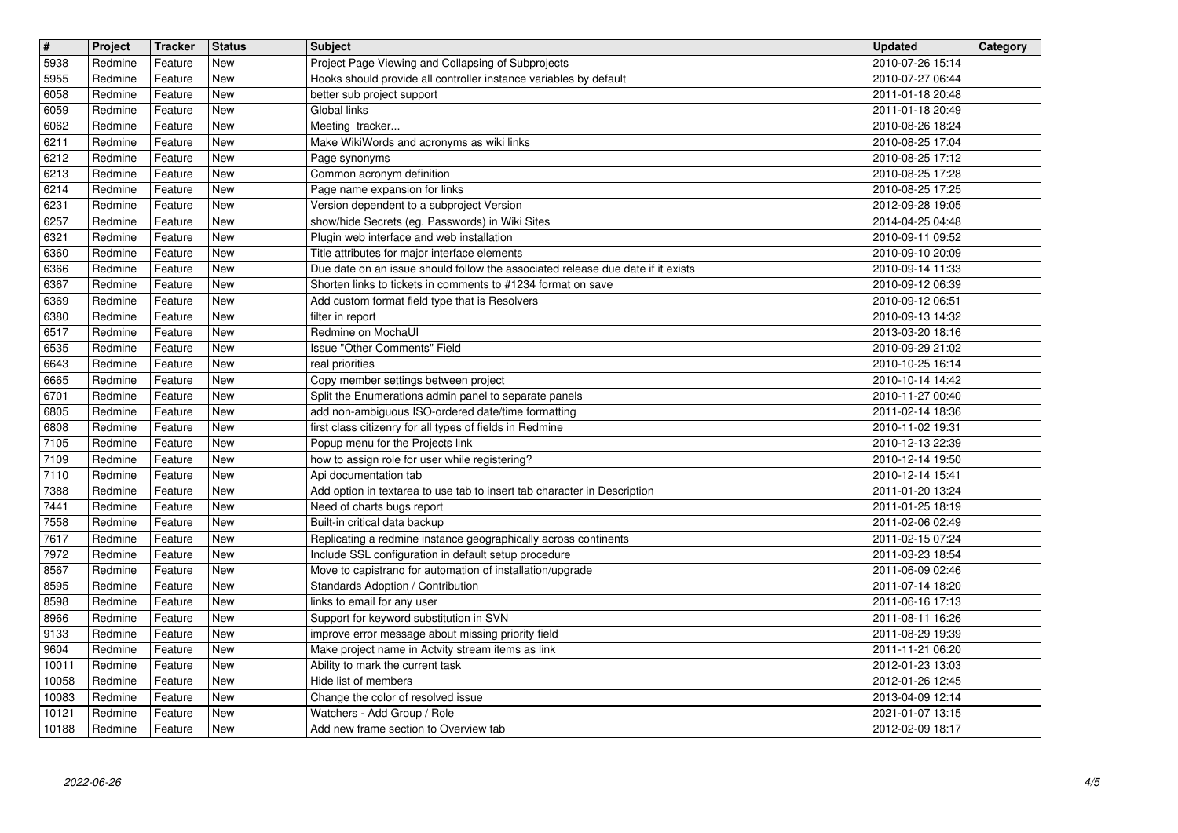| # | Project | Tracker | Status | Subject | Updated | Category |
|---|---|---|---|---|---|---|
| 5938 | Redmine | Feature | New | Project Page Viewing and Collapsing of Subprojects | 2010-07-26 15:14 | |
| 5955 | Redmine | Feature | New | Hooks should provide all controller instance variables by default | 2010-07-27 06:44 | |
| 6058 | Redmine | Feature | New | better sub project support | 2011-01-18 20:48 | |
| 6059 | Redmine | Feature | New | Global links | 2011-01-18 20:49 | |
| 6062 | Redmine | Feature | New | Meeting tracker... | 2010-08-26 18:24 | |
| 6211 | Redmine | Feature | New | Make WikiWords and acronyms as wiki links | 2010-08-25 17:04 | |
| 6212 | Redmine | Feature | New | Page synonyms | 2010-08-25 17:12 | |
| 6213 | Redmine | Feature | New | Common acronym definition | 2010-08-25 17:28 | |
| 6214 | Redmine | Feature | New | Page name expansion for links | 2010-08-25 17:25 | |
| 6231 | Redmine | Feature | New | Version dependent to a subproject Version | 2012-09-28 19:05 | |
| 6257 | Redmine | Feature | New | show/hide Secrets (eg. Passwords) in Wiki Sites | 2014-04-25 04:48 | |
| 6321 | Redmine | Feature | New | Plugin web interface and web installation | 2010-09-11 09:52 | |
| 6360 | Redmine | Feature | New | Title attributes for major interface elements | 2010-09-10 20:09 | |
| 6366 | Redmine | Feature | New | Due date on an issue should follow the associated release due date if it exists | 2010-09-14 11:33 | |
| 6367 | Redmine | Feature | New | Shorten links to tickets in comments to #1234 format on save | 2010-09-12 06:39 | |
| 6369 | Redmine | Feature | New | Add custom format field type that is Resolvers | 2010-09-12 06:51 | |
| 6380 | Redmine | Feature | New | filter in report | 2010-09-13 14:32 | |
| 6517 | Redmine | Feature | New | Redmine on MochaUI | 2013-03-20 18:16 | |
| 6535 | Redmine | Feature | New | Issue "Other Comments" Field | 2010-09-29 21:02 | |
| 6643 | Redmine | Feature | New | real priorities | 2010-10-25 16:14 | |
| 6665 | Redmine | Feature | New | Copy member settings between project | 2010-10-14 14:42 | |
| 6701 | Redmine | Feature | New | Split the Enumerations admin panel to separate panels | 2010-11-27 00:40 | |
| 6805 | Redmine | Feature | New | add non-ambiguous ISO-ordered date/time formatting | 2011-02-14 18:36 | |
| 6808 | Redmine | Feature | New | first class citizenry for all types of fields in Redmine | 2010-11-02 19:31 | |
| 7105 | Redmine | Feature | New | Popup menu for the Projects link | 2010-12-13 22:39 | |
| 7109 | Redmine | Feature | New | how to assign role for user while registering? | 2010-12-14 19:50 | |
| 7110 | Redmine | Feature | New | Api documentation tab | 2010-12-14 15:41 | |
| 7388 | Redmine | Feature | New | Add option in textarea to use tab to insert tab character in Description | 2011-01-20 13:24 | |
| 7441 | Redmine | Feature | New | Need of charts bugs report | 2011-01-25 18:19 | |
| 7558 | Redmine | Feature | New | Built-in critical data backup | 2011-02-06 02:49 | |
| 7617 | Redmine | Feature | New | Replicating a redmine instance geographically across continents | 2011-02-15 07:24 | |
| 7972 | Redmine | Feature | New | Include SSL configuration in default setup procedure | 2011-03-23 18:54 | |
| 8567 | Redmine | Feature | New | Move to capistrano for automation of installation/upgrade | 2011-06-09 02:46 | |
| 8595 | Redmine | Feature | New | Standards Adoption / Contribution | 2011-07-14 18:20 | |
| 8598 | Redmine | Feature | New | links to email for any user | 2011-06-16 17:13 | |
| 8966 | Redmine | Feature | New | Support for keyword substitution in SVN | 2011-08-11 16:26 | |
| 9133 | Redmine | Feature | New | improve error message about missing priority field | 2011-08-29 19:39 | |
| 9604 | Redmine | Feature | New | Make project name in Actvity stream items as link | 2011-11-21 06:20 | |
| 10011 | Redmine | Feature | New | Ability to mark the current task | 2012-01-23 13:03 | |
| 10058 | Redmine | Feature | New | Hide list of members | 2012-01-26 12:45 | |
| 10083 | Redmine | Feature | New | Change the color of resolved issue | 2013-04-09 12:14 | |
| 10121 | Redmine | Feature | New | Watchers - Add Group / Role | 2021-01-07 13:15 | |
| 10188 | Redmine | Feature | New | Add new frame section to Overview tab | 2012-02-09 18:17 | |

2022-06-26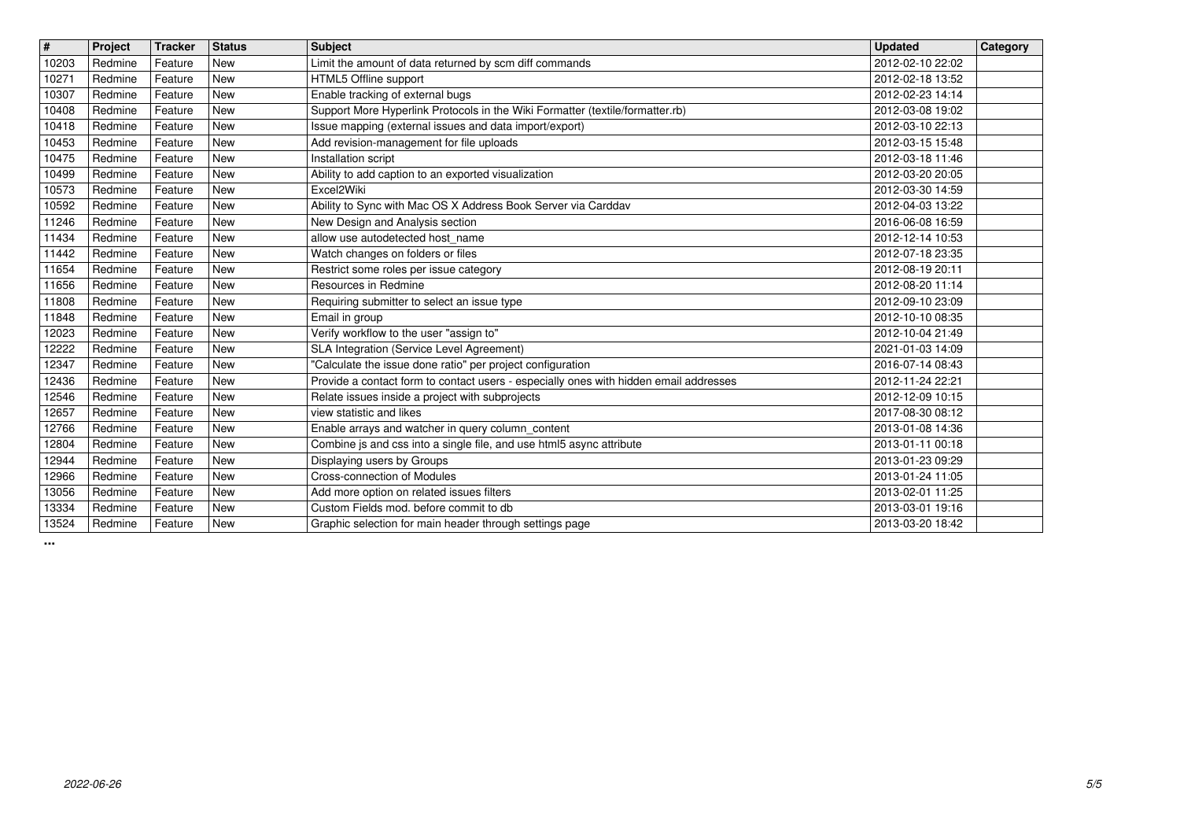| # | Project | Tracker | Status | Subject | Updated | Category |
|---|---|---|---|---|---|---|
| 10203 | Redmine | Feature | New | Limit the amount of data returned by scm diff commands | 2012-02-10 22:02 | |
| 10271 | Redmine | Feature | New | HTML5 Offline support | 2012-02-18 13:52 | |
| 10307 | Redmine | Feature | New | Enable tracking of external bugs | 2012-02-23 14:14 | |
| 10408 | Redmine | Feature | New | Support More Hyperlink Protocols in the Wiki Formatter (textile/formatter.rb) | 2012-03-08 19:02 | |
| 10418 | Redmine | Feature | New | Issue mapping (external issues and data import/export) | 2012-03-10 22:13 | |
| 10453 | Redmine | Feature | New | Add revision-management for file uploads | 2012-03-15 15:48 | |
| 10475 | Redmine | Feature | New | Installation script | 2012-03-18 11:46 | |
| 10499 | Redmine | Feature | New | Ability to add caption to an exported visualization | 2012-03-20 20:05 | |
| 10573 | Redmine | Feature | New | Excel2Wiki | 2012-03-30 14:59 | |
| 10592 | Redmine | Feature | New | Ability to Sync with Mac OS X Address Book Server via Carddav | 2012-04-03 13:22 | |
| 11246 | Redmine | Feature | New | New Design and Analysis section | 2016-06-08 16:59 | |
| 11434 | Redmine | Feature | New | allow use autodetected host_name | 2012-12-14 10:53 | |
| 11442 | Redmine | Feature | New | Watch changes on folders or files | 2012-07-18 23:35 | |
| 11654 | Redmine | Feature | New | Restrict some roles per issue category | 2012-08-19 20:11 | |
| 11656 | Redmine | Feature | New | Resources in Redmine | 2012-08-20 11:14 | |
| 11808 | Redmine | Feature | New | Requiring submitter to select an issue type | 2012-09-10 23:09 | |
| 11848 | Redmine | Feature | New | Email in group | 2012-10-10 08:35 | |
| 12023 | Redmine | Feature | New | Verify workflow to the user "assign to" | 2012-10-04 21:49 | |
| 12222 | Redmine | Feature | New | SLA Integration (Service Level Agreement) | 2021-01-03 14:09 | |
| 12347 | Redmine | Feature | New | "Calculate the issue done ratio" per project configuration | 2016-07-14 08:43 | |
| 12436 | Redmine | Feature | New | Provide a contact form to contact users - especially ones with hidden email addresses | 2012-11-24 22:21 | |
| 12546 | Redmine | Feature | New | Relate issues inside a project with subprojects | 2012-12-09 10:15 | |
| 12657 | Redmine | Feature | New | view statistic and likes | 2017-08-30 08:12 | |
| 12766 | Redmine | Feature | New | Enable arrays and watcher in query column_content | 2013-01-08 14:36 | |
| 12804 | Redmine | Feature | New | Combine js and css into a single file, and use html5 async attribute | 2013-01-11 00:18 | |
| 12944 | Redmine | Feature | New | Displaying users by Groups | 2013-01-23 09:29 | |
| 12966 | Redmine | Feature | New | Cross-connection of Modules | 2013-01-24 11:05 | |
| 13056 | Redmine | Feature | New | Add more option on related issues filters | 2013-02-01 11:25 | |
| 13334 | Redmine | Feature | New | Custom Fields mod. before commit to db | 2013-03-01 19:16 | |
| 13524 | Redmine | Feature | New | Graphic selection for main header through settings page | 2013-03-20 18:42 | |

...